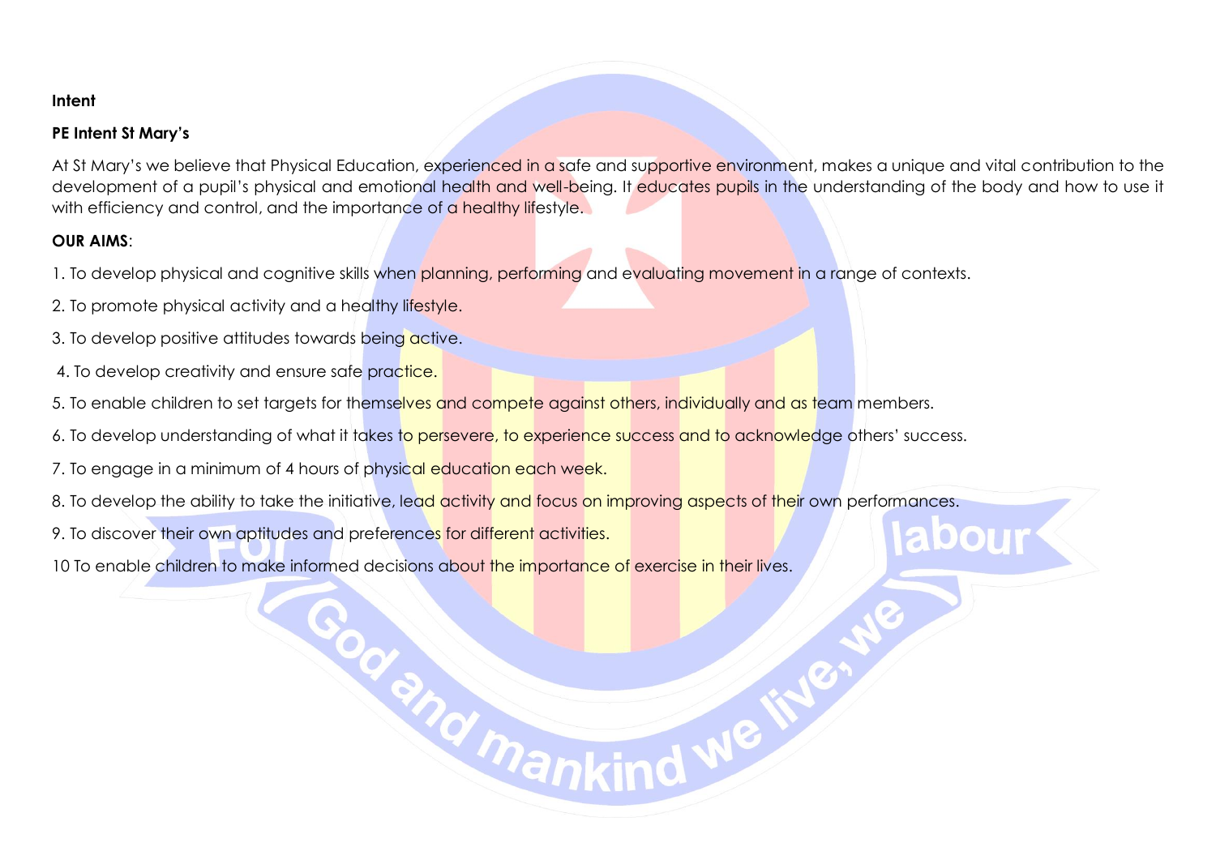**Intent**

**PE Intent St Mary's**

At St Mary's we believe that Physical Education, experienced in a safe and supportive environment, makes a unique and vital contribution to the development of a pupil's physical and emotional health and well-being. It educates pupils in the understanding of the body and how to use it with efficiency and control, and the importance of a healthy lifestyle.

**OUR AIMS**:

1. To develop physical and cognitive skills when planning, performing and evaluating movement in a range of contexts.

2. To promote physical activity and a healthy lifestyle.

3. To develop positive attitudes towards being active.

4. To develop creativity and ensure safe practice.

5. To enable children to set targets for themselves and compete against others, individually and as team members.

6. To develop understanding of what it takes to persevere, to experience success and to acknowledge others' success.

7. To engage in a minimum of 4 hours of physical education each week.

8. To develop the ability to take the initiative, lead activity and focus on improving aspects of their own performances.

9. To discover their own aptitudes and preferences for different activities.

10 To enable children to make informed decisions about the importance of exercise in their lives.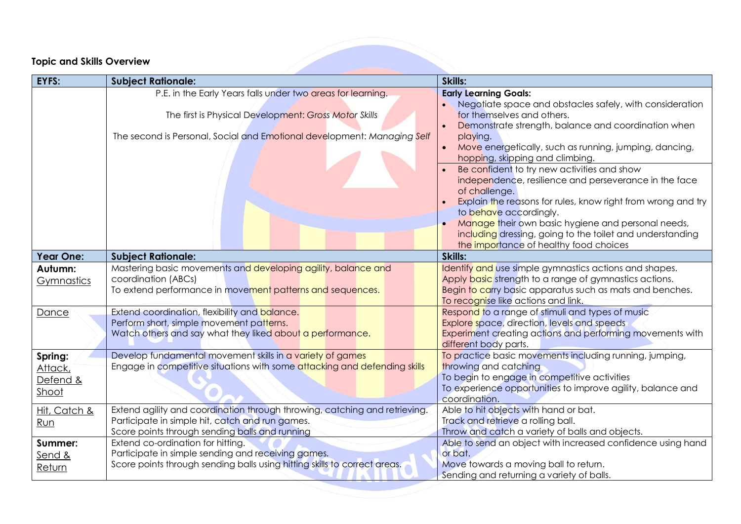**Topic and Skills Overview**

| EYFS: | Subject Rationale: | Skills: |
| --- | --- | --- |
| | P.E. in the Early Years falls under two areas for learning.<br><br>The first is Physical Development: *Gross Motor Skills*<br><br>The second is Personal, Social and Emotional development: *Managing Self* | **Early Learning Goals:**<br>• Negotiate space and obstacles safely, with consideration for themselves and others.<br>• Demonstrate strength, balance and coordination when playing.<br>• Move energetically, such as running, jumping, dancing, hopping, skipping and climbing.<br>• Be confident to try new activities and show independence, resilience and perseverance in the face of challenge.<br>• Explain the reasons for rules, know right from wrong and try to behave accordingly.<br>• Manage their own basic hygiene and personal needs, including dressing, going to the toilet and understanding the importance of healthy food choices |
| **Year One:** | **Subject Rationale:** | **Skills:** |
| **Autumn:** Gymnastics | Mastering basic movements and developing agility, balance and coordination (ABCs)<br>To extend performance in movement patterns and sequences. | Identify and use simple gymnastics actions and shapes.<br>Apply basic strength to a range of gymnastics actions.<br>Begin to carry basic apparatus such as mats and benches.<br>To recognise like actions and link. |
| Dance | Extend coordination, flexibility and balance.<br>Perform short, simple movement patterns.<br>Watch others and say what they liked about a performance. | Respond to a range of stimuli and types of music<br>Explore space, direction, levels and speeds<br>Experiment creating actions and performing movements with different body parts. |
| **Spring:** Attack, Defend & Shoot | Develop fundamental movement skills in a variety of games<br>Engage in competitive situations with some attacking and defending skills | To practice basic movements including running, jumping, throwing and catching<br>To begin to engage in competitive activities<br>To experience opportunities to improve agility, balance and coordination. |
| Hit, Catch & Run | Extend agility and coordination through throwing, catching and retrieving.<br>Participate in simple hit, catch and run games.<br>Score points through sending balls and running | Able to hit objects with hand or bat.<br>Track and retrieve a rolling ball.<br>Throw and catch a variety of balls and objects. |
| **Summer:** Send & Return | Extend co-ordination for hitting.<br>Participate in simple sending and receiving games.<br>Score points through sending balls using hitting skills to correct areas. | Able to send an object with increased confidence using hand or bat.<br>Move towards a moving ball to return.<br>Sending and returning a variety of balls. |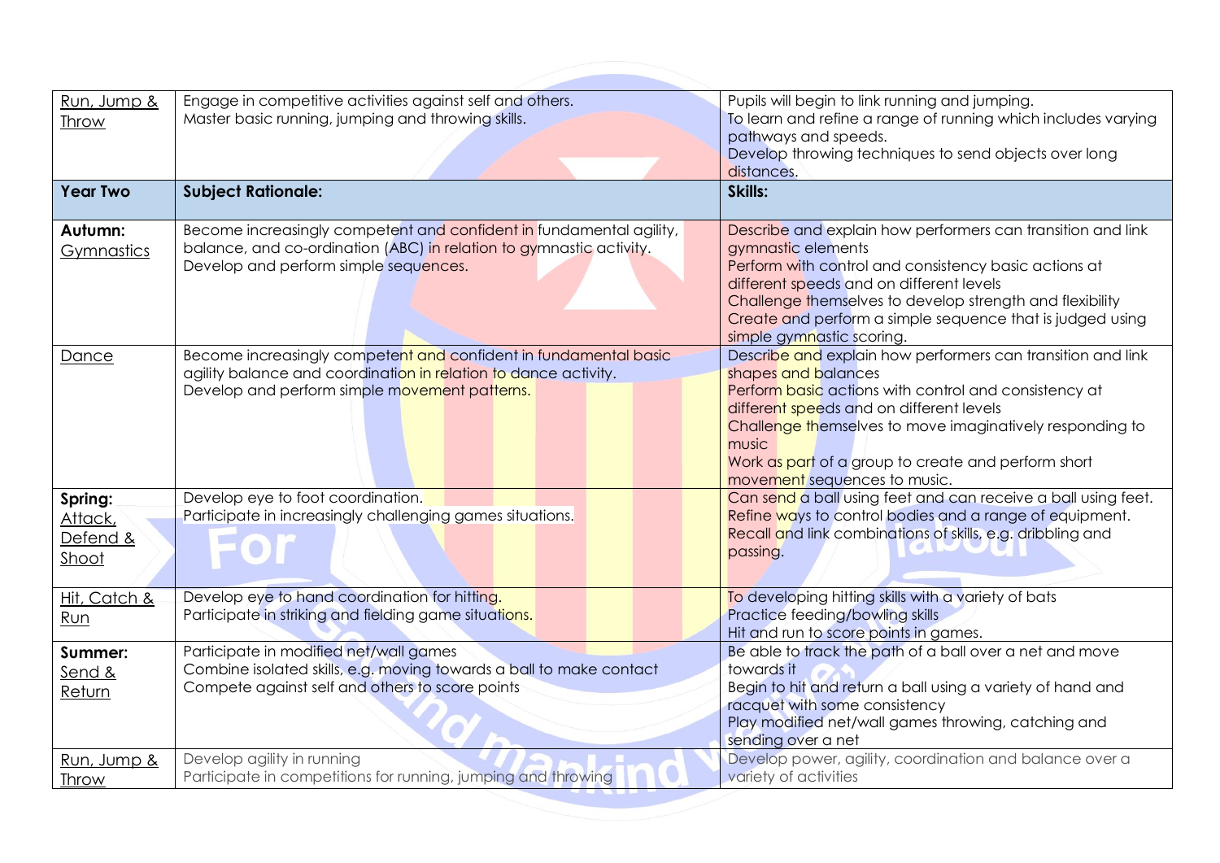| Run, Jump & Throw | Engage in competitive activities against self and others.<br>Master basic running, jumping and throwing skills. | Pupils will begin to link running and jumping.<br>To learn and refine a range of running which includes varying pathways and speeds.<br>Develop throwing techniques to send objects over long distances. |
|---|---|---|
| **Year Two** | **Subject Rationale:** | **Skills:** |
| **Autumn:** Gymnastics | Become increasingly competent and confident in fundamental agility, balance, and co-ordination (ABC) in relation to gymnastic activity.<br>Develop and perform simple sequences. | Describe and explain how performers can transition and link gymnastic elements<br>Perform with control and consistency basic actions at different speeds and on different levels<br>Challenge themselves to develop strength and flexibility<br>Create and perform a simple sequence that is judged using simple gymnastic scoring. |
| Dance | Become increasingly competent and confident in fundamental basic agility balance and coordination in relation to dance activity.<br>Develop and perform simple movement patterns. | Describe and explain how performers can transition and link shapes and balances<br>Perform basic actions with control and consistency at different speeds and on different levels<br>Challenge themselves to move imaginatively responding to music<br>Work as part of a group to create and perform short movement sequences to music. |
| **Spring:** Attack, Defend & Shoot | Develop eye to foot coordination.<br>Participate in increasingly challenging games situations. | Can send a ball using feet and can receive a ball using feet.<br>Refine ways to control bodies and a range of equipment.<br>Recall and link combinations of skills, e.g. dribbling and passing. |
| Hit, Catch & Run | Develop eye to hand coordination for hitting.<br>Participate in striking and fielding game situations. | To developing hitting skills with a variety of bats<br>Practice feeding/bowling skills<br>Hit and run to score points in games. |
| **Summer:** Send & Return | Participate in modified net/wall games<br>Combine isolated skills, e.g. moving towards a ball to make contact<br>Compete against self and others to score points | Be able to track the path of a ball over a net and move towards it<br>Begin to hit and return a ball using a variety of hand and racquet with some consistency<br>Play modified net/wall games throwing, catching and sending over a net |
| Run, Jump & Throw | Develop agility in running<br>Participate in competitions for running, jumping and throwing | Develop power, agility, coordination and balance over a variety of activities |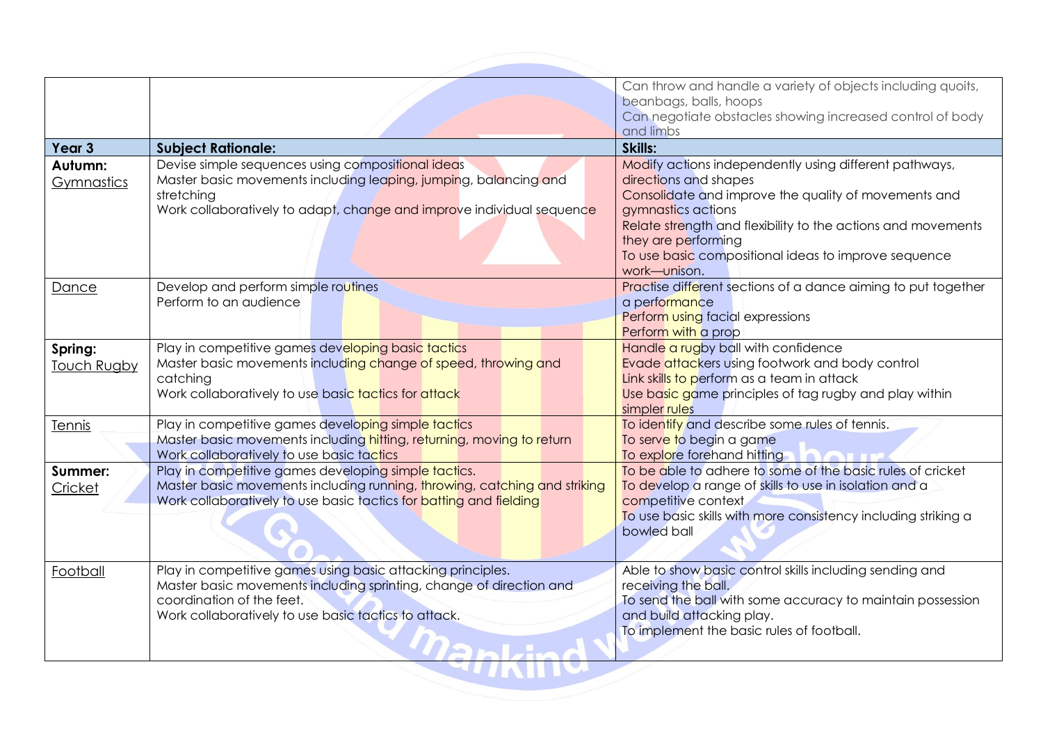| | | Can throw and handle a variety of objects including quoits, beanbags, balls, hoops<br>Can negotiate obstacles showing increased control of body and limbs |
|---|---|---|
| **Year 3** | **Subject Rationale:** | **Skills:** |
| **Autumn:**<br>Gymnastics | Devise simple sequences using compositional ideas<br>Master basic movements including leaping, jumping, balancing and stretching<br>Work collaboratively to adapt, change and improve individual sequence | Modify actions independently using different pathways, directions and shapes<br>Consolidate and improve the quality of movements and gymnastics actions<br>Relate strength and flexibility to the actions and movements they are performing<br>To use basic compositional ideas to improve sequence work—unison. |
| Dance | Develop and perform simple routines<br>Perform to an audience | Practise different sections of a dance aiming to put together a performance<br>Perform using facial expressions<br>Perform with a prop |
| **Spring:**<br>Touch Rugby | Play in competitive games developing basic tactics<br>Master basic movements including change of speed, throwing and catching<br>Work collaboratively to use basic tactics for attack | Handle a rugby ball with confidence<br>Evade attackers using footwork and body control<br>Link skills to perform as a team in attack<br>Use basic game principles of tag rugby and play within simpler rules |
| Tennis | Play in competitive games developing simple tactics<br>Master basic movements including hitting, returning, moving to return<br>Work collaboratively to use basic tactics | To identify and describe some rules of tennis.<br>To serve to begin a game<br>To explore forehand hitting |
| **Summer:**<br>Cricket | Play in competitive games developing simple tactics.<br>Master basic movements including running, throwing, catching and striking<br>Work collaboratively to use basic tactics for batting and fielding | To be able to adhere to some of the basic rules of cricket<br>To develop a range of skills to use in isolation and a competitive context<br>To use basic skills with more consistency including striking a bowled ball |
| Football | Play in competitive games using basic attacking principles.<br>Master basic movements including sprinting, change of direction and coordination of the feet.<br>Work collaboratively to use basic tactics to attack. | Able to show basic control skills including sending and receiving the ball.<br>To send the ball with some accuracy to maintain possession and build attacking play.<br>To implement the basic rules of football. |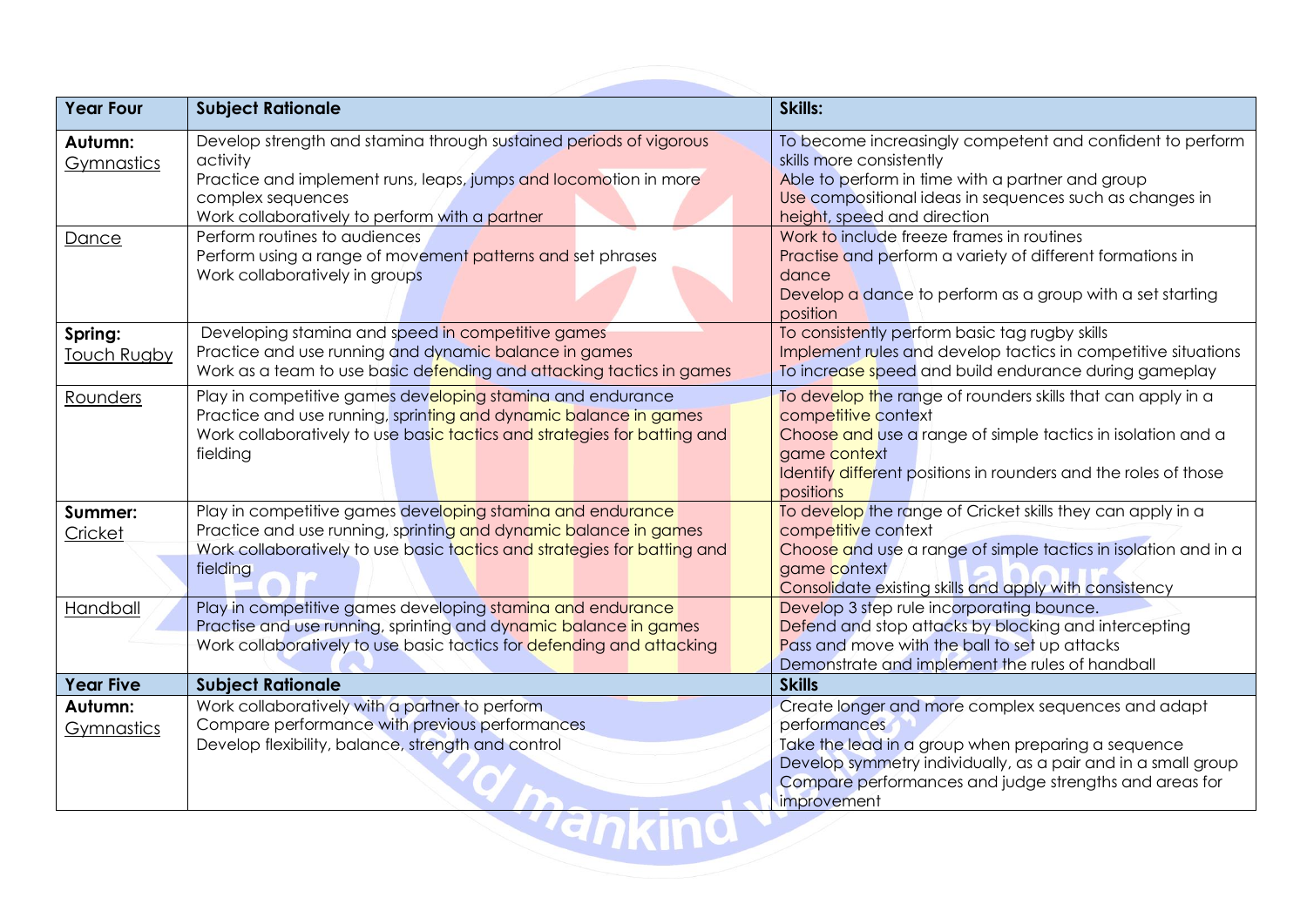| Year Four | Subject Rationale | Skills: |
|---|---|---|
| **Autumn:** Gymnastics | Develop strength and stamina through sustained periods of vigorous activity<br>Practice and implement runs, leaps, jumps and locomotion in more complex sequences<br>Work collaboratively to perform with a partner | To become increasingly competent and confident to perform skills more consistently<br>Able to perform in time with a partner and group<br>Use compositional ideas in sequences such as changes in height, speed and direction |
| Dance | Perform routines to audiences<br>Perform using a range of movement patterns and set phrases<br>Work collaboratively in groups | Work to include freeze frames in routines<br>Practise and perform a variety of different formations in dance<br>Develop a dance to perform as a group with a set starting position |
| **Spring:** Touch Rugby | Developing stamina and speed in competitive games<br>Practice and use running and dynamic balance in games<br>Work as a team to use basic defending and attacking tactics in games | To consistently perform basic tag rugby skills<br>Implement rules and develop tactics in competitive situations<br>To increase speed and build endurance during gameplay |
| Rounders | Play in competitive games developing stamina and endurance<br>Practice and use running, sprinting and dynamic balance in games<br>Work collaboratively to use basic tactics and strategies for batting and fielding | To develop the range of rounders skills that can apply in a competitive context<br>Choose and use a range of simple tactics in isolation and a game context<br>Identify different positions in rounders and the roles of those positions |
| **Summer:** Cricket | Play in competitive games developing stamina and endurance<br>Practice and use running, sprinting and dynamic balance in games<br>Work collaboratively to use basic tactics and strategies for batting and fielding | To develop the range of Cricket skills they can apply in a competitive context<br>Choose and use a range of simple tactics in isolation and in a game context<br>Consolidate existing skills and apply with consistency |
| Handball | Play in competitive games developing stamina and endurance<br>Practise and use running, sprinting and dynamic balance in games<br>Work collaboratively to use basic tactics for defending and attacking | Develop 3 step rule incorporating bounce.<br>Defend and stop attacks by blocking and intercepting<br>Pass and move with the ball to set up attacks<br>Demonstrate and implement the rules of handball |
| **Year Five** | **Subject Rationale** | **Skills** |
| **Autumn:** Gymnastics | Work collaboratively with a partner to perform<br>Compare performance with previous performances<br>Develop flexibility, balance, strength and control | Create longer and more complex sequences and adapt performances<br>Take the lead in a group when preparing a sequence<br>Develop symmetry individually, as a pair and in a small group<br>Compare performances and judge strengths and areas for improvement |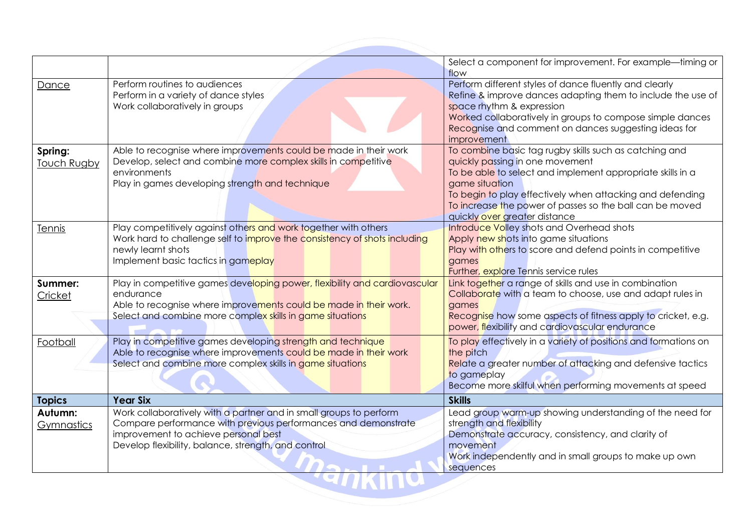|  |  | Select a component for improvement. For example—timing or flow |
|---|---|---|
| Dance | Perform routines to audiences<br>Perform in a variety of dance styles<br>Work collaboratively in groups | Perform different styles of dance fluently and clearly<br>Refine & improve dances adapting them to include the use of space rhythm & expression<br>Worked collaboratively in groups to compose simple dances<br>Recognise and comment on dances suggesting ideas for improvement |
| **Spring:**<br>Touch Rugby | Able to recognise where improvements could be made in their work<br>Develop, select and combine more complex skills in competitive environments<br>Play in games developing strength and technique | To combine basic tag rugby skills such as catching and quickly passing in one movement<br>To be able to select and implement appropriate skills in a game situation<br>To begin to play effectively when attacking and defending<br>To increase the power of passes so the ball can be moved quickly over greater distance |
| Tennis | Play competitively against others and work together with others<br>Work hard to challenge self to improve the consistency of shots including newly learnt shots<br>Implement basic tactics in gameplay | Introduce Volley shots and Overhead shots<br>Apply new shots into game situations<br>Play with others to score and defend points in competitive games<br>Further, explore Tennis service rules |
| **Summer:**<br>Cricket | Play in competitive games developing power, flexibility and cardiovascular endurance<br>Able to recognise where improvements could be made in their work.<br>Select and combine more complex skills in game situations | Link together a range of skills and use in combination<br>Collaborate with a team to choose, use and adapt rules in games<br>Recognise how some aspects of fitness apply to cricket, e.g. power, flexibility and cardiovascular endurance |
| Football | Play in competitive games developing strength and technique<br>Able to recognise where improvements could be made in their work<br>Select and combine more complex skills in game situations | To play effectively in a variety of positions and formations on the pitch<br>Relate a greater number of attacking and defensive tactics to gameplay<br>Become more skilful when performing movements at speed |
| **Topics** | **Year Six** | **Skills** |
| **Autumn:**<br>Gymnastics | Work collaboratively with a partner and in small groups to perform<br>Compare performance with previous performances and demonstrate improvement to achieve personal best<br>Develop flexibility, balance, strength, and control | Lead group warm-up showing understanding of the need for strength and flexibility<br>Demonstrate accuracy, consistency, and clarity of movement<br>Work independently and in small groups to make up own sequences |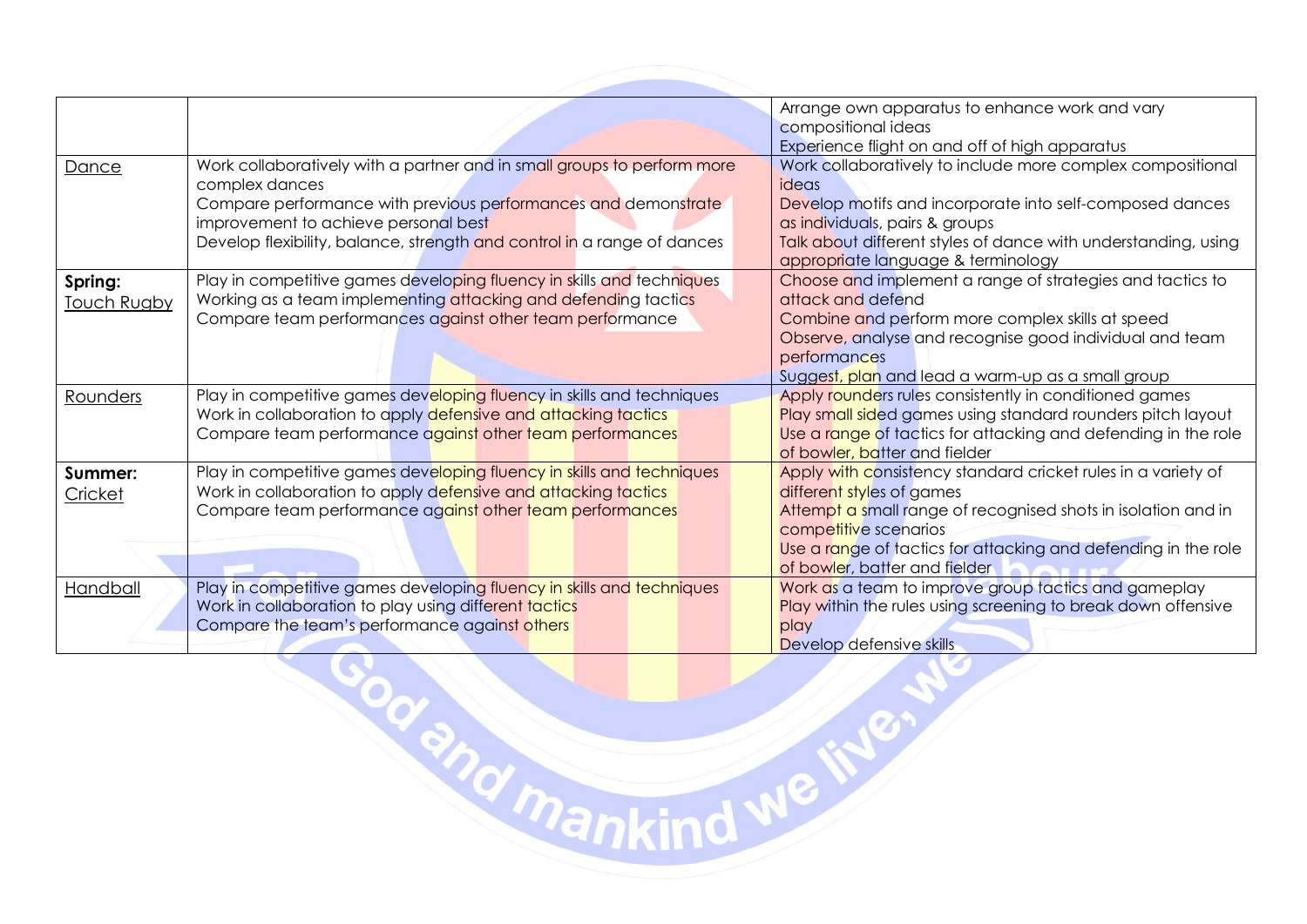| | | |
|---|---|---|
| | | Arrange own apparatus to enhance work and vary compositional ideas<br>Experience flight on and off of high apparatus |
| Dance | Work collaboratively with a partner and in small groups to perform more complex dances<br>Compare performance with previous performances and demonstrate improvement to achieve personal best<br>Develop flexibility, balance, strength and control in a range of dances | Work collaboratively to include more complex compositional ideas<br>Develop motifs and incorporate into self-composed dances as individuals, pairs & groups<br>Talk about different styles of dance with understanding, using appropriate language & terminology |
| **Spring:**<br>Touch Rugby | Play in competitive games developing fluency in skills and techniques<br>Working as a team implementing attacking and defending tactics<br>Compare team performances against other team performance | Choose and implement a range of strategies and tactics to attack and defend<br>Combine and perform more complex skills at speed<br>Observe, analyse and recognise good individual and team performances<br>Suggest, plan and lead a warm-up as a small group |
| Rounders | Play in competitive games developing fluency in skills and techniques<br>Work in collaboration to apply defensive and attacking tactics<br>Compare team performance against other team performances | Apply rounders rules consistently in conditioned games<br>Play small sided games using standard rounders pitch layout<br>Use a range of tactics for attacking and defending in the role of bowler, batter and fielder |
| **Summer:**<br>Cricket | Play in competitive games developing fluency in skills and techniques<br>Work in collaboration to apply defensive and attacking tactics<br>Compare team performance against other team performances | Apply with consistency standard cricket rules in a variety of different styles of games<br>Attempt a small range of recognised shots in isolation and in competitive scenarios<br>Use a range of tactics for attacking and defending in the role of bowler, batter and fielder |
| Handball | Play in competitive games developing fluency in skills and techniques<br>Work in collaboration to play using different tactics<br>Compare the team's performance against others | Work as a team to improve group tactics and gameplay<br>Play within the rules using screening to break down offensive play<br>Develop defensive skills |